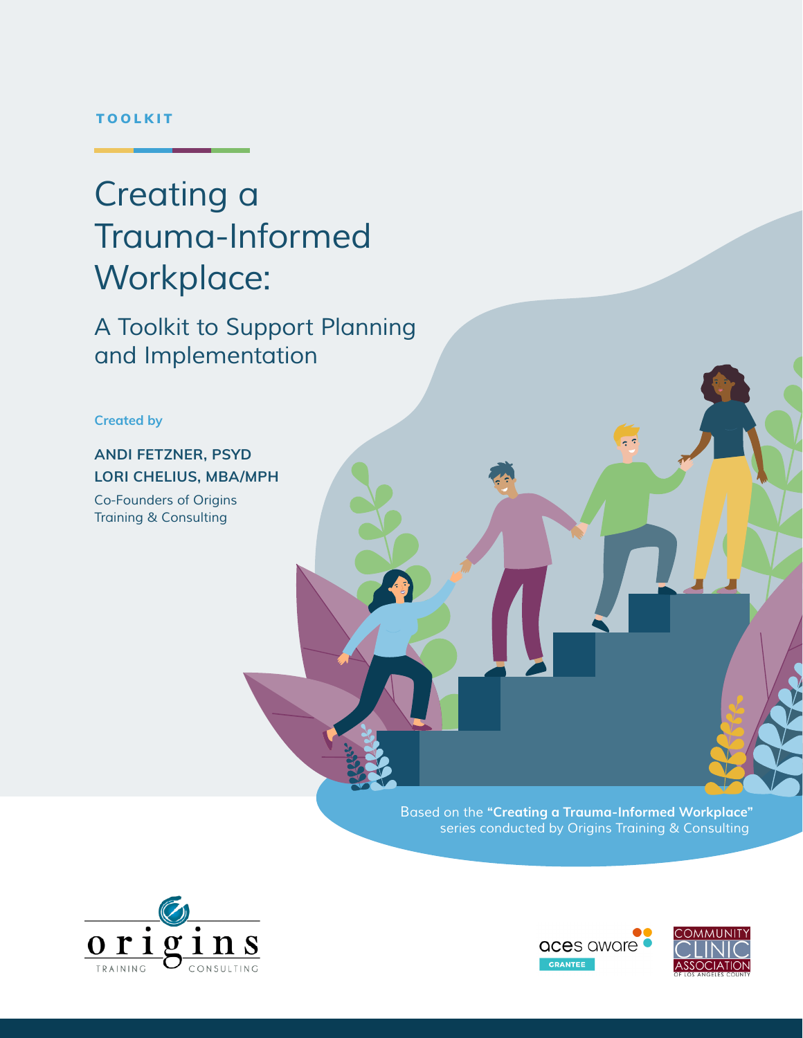TOOLKIT

# Creating a Trauma-Informed Workplace:

## A Toolkit to Support Planning and Implementation

Created by

**ANDI FETZNER, PSYD**
**LORI CHELIUS, MBA/MPH**

Co-Founders of Origins Training & Consulting

Based on the **"Creating a Trauma-Informed Workplace"** series conducted by Origins Training & Consulting

origins TRAINING CONSULTING

aces aware GRANTEE

COMMUNITY CLINIC ASSOCIATION OF LOS ANGELES COUNTY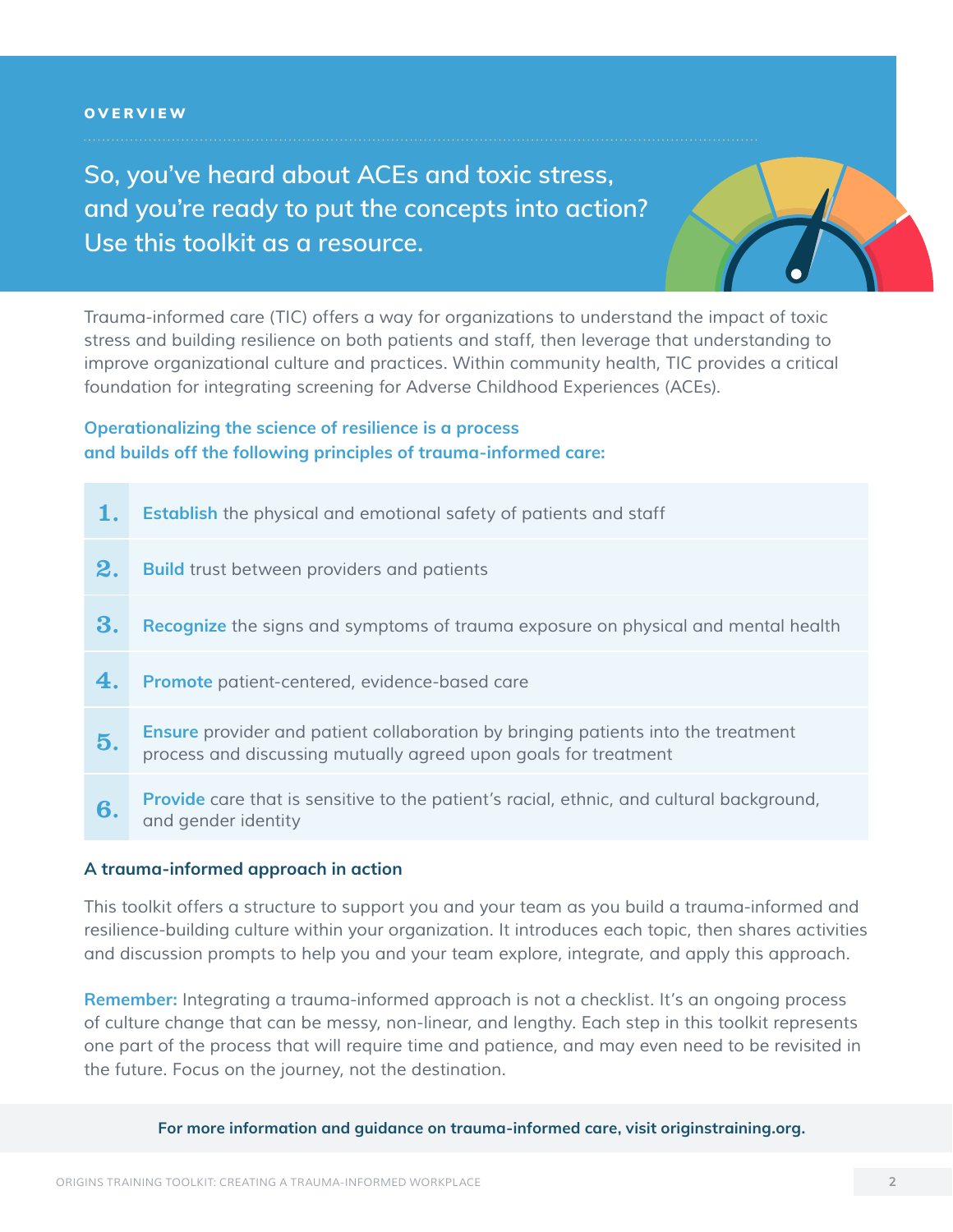**OVERVIEW**

## So, you've heard about ACEs and toxic stress, and you're ready to put the concepts into action? Use this toolkit as a resource.

Trauma-informed care (TIC) offers a way for organizations to understand the impact of toxic stress and building resilience on both patients and staff, then leverage that understanding to improve organizational culture and practices. Within community health, TIC provides a critical foundation for integrating screening for Adverse Childhood Experiences (ACEs).

**Operationalizing the science of resilience is a process and builds off the following principles of trauma-informed care:**

1. **Establish** the physical and emotional safety of patients and staff
2. **Build** trust between providers and patients
3. **Recognize** the signs and symptoms of trauma exposure on physical and mental health
4. **Promote** patient-centered, evidence-based care
5. **Ensure** provider and patient collaboration by bringing patients into the treatment process and discussing mutually agreed upon goals for treatment
6. **Provide** care that is sensitive to the patient's racial, ethnic, and cultural background, and gender identity

### A trauma-informed approach in action

This toolkit offers a structure to support you and your team as you build a trauma-informed and resilience-building culture within your organization. It introduces each topic, then shares activities and discussion prompts to help you and your team explore, integrate, and apply this approach.

**Remember:** Integrating a trauma-informed approach is not a checklist. It's an ongoing process of culture change that can be messy, non-linear, and lengthy. Each step in this toolkit represents one part of the process that will require time and patience, and may even need to be revisited in the future. Focus on the journey, not the destination.

**For more information and guidance on trauma-informed care, visit originstraining.org.**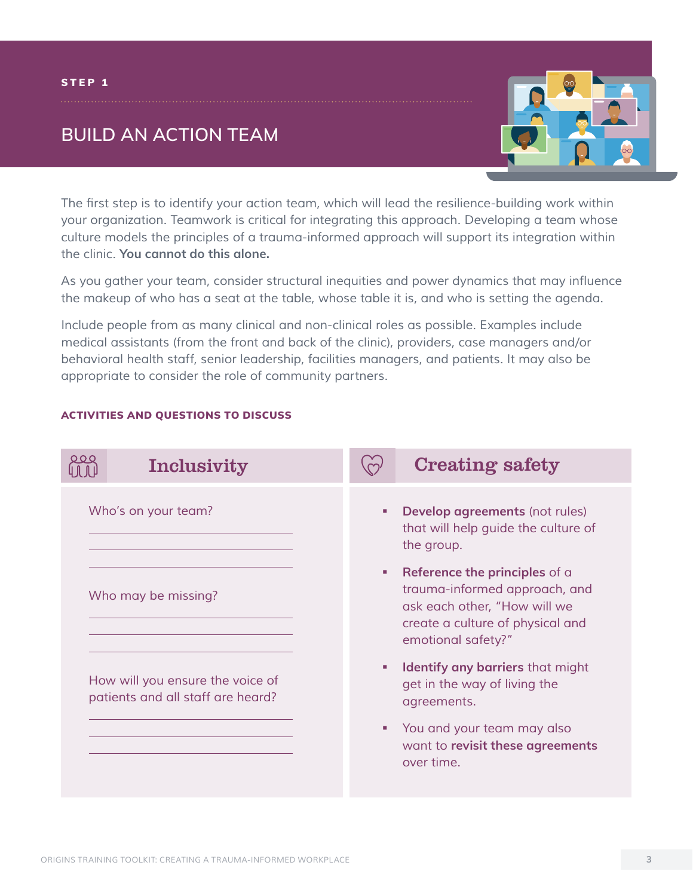STEP 1

# BUILD AN ACTION TEAM

The first step is to identify your action team, which will lead the resilience-building work within your organization. Teamwork is critical for integrating this approach. Developing a team whose culture models the principles of a trauma-informed approach will support its integration within the clinic. **You cannot do this alone.**

As you gather your team, consider structural inequities and power dynamics that may influence the makeup of who has a seat at the table, whose table it is, and who is setting the agenda.

Include people from as many clinical and non-clinical roles as possible. Examples include medical assistants (from the front and back of the clinic), providers, case managers and/or behavioral health staff, senior leadership, facilities managers, and patients. It may also be appropriate to consider the role of community partners.

### ACTIVITIES AND QUESTIONS TO DISCUSS

## Inclusivity

Who's on your team?

______________________________

______________________________

______________________________

Who may be missing?

______________________________

______________________________

______________________________

How will you ensure the voice of patients and all staff are heard?

______________________________

______________________________

______________________________

## Creating safety

- **Develop agreements** (not rules) that will help guide the culture of the group.
- **Reference the principles** of a trauma-informed approach, and ask each other, "How will we create a culture of physical and emotional safety?"
- **Identify any barriers** that might get in the way of living the agreements.
- You and your team may also want to **revisit these agreements** over time.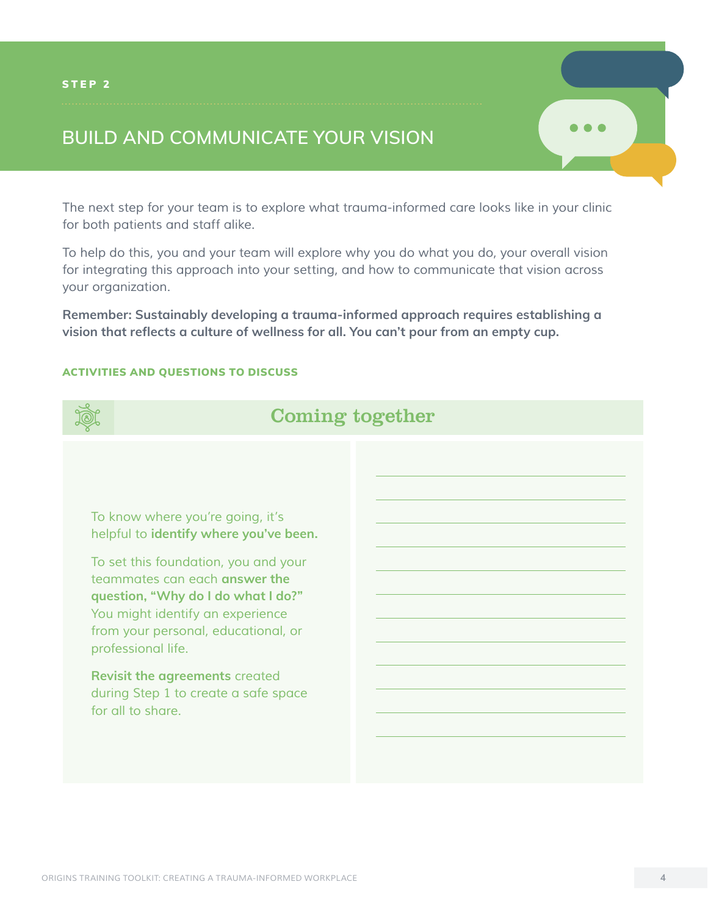STEP 2

# BUILD AND COMMUNICATE YOUR VISION

The next step for your team is to explore what trauma-informed care looks like in your clinic for both patients and staff alike.

To help do this, you and your team will explore why you do what you do, your overall vision for integrating this approach into your setting, and how to communicate that vision across your organization.

**Remember: Sustainably developing a trauma-informed approach requires establishing a vision that reflects a culture of wellness for all. You can't pour from an empty cup.**

### ACTIVITIES AND QUESTIONS TO DISCUSS

## Coming together

To know where you're going, it's helpful to **identify where you've been.**

To set this foundation, you and your teammates can each **answer the question, "Why do I do what I do?"** You might identify an experience from your personal, educational, or professional life.

**Revisit the agreements** created during Step 1 to create a safe space for all to share.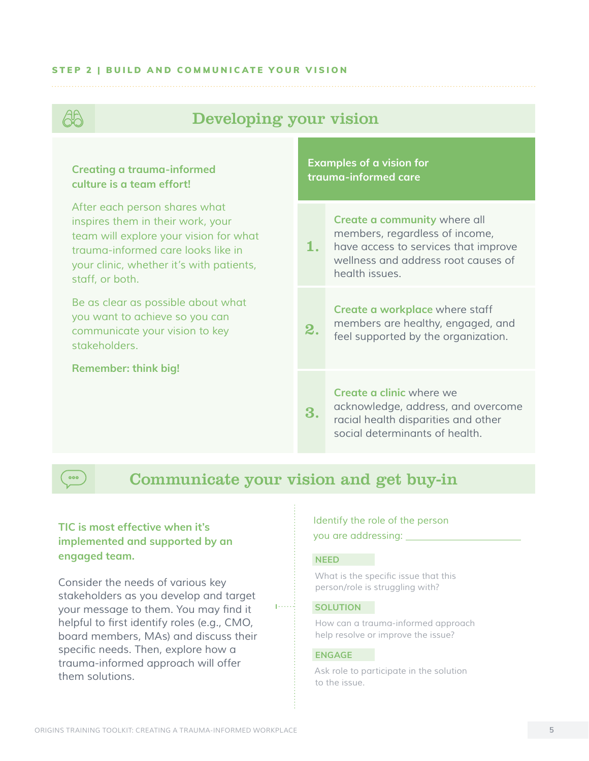STEP 2 | BUILD AND COMMUNICATE YOUR VISION

## Developing your vision

**Creating a trauma-informed culture is a team effort!**

After each person shares what inspires them in their work, your team will explore your vision for what trauma-informed care looks like in your clinic, whether it's with patients, staff, or both.

Be as clear as possible about what you want to achieve so you can communicate your vision to key stakeholders.

**Remember: think big!**

### Examples of a vision for trauma-informed care

1. **Create a community** where all members, regardless of income, have access to services that improve wellness and address root causes of health issues.
2. **Create a workplace** where staff members are healthy, engaged, and feel supported by the organization.
3. **Create a clinic** where we acknowledge, address, and overcome racial health disparities and other social determinants of health.

## Communicate your vision and get buy-in

**TIC is most effective when it's implemented and supported by an engaged team.**

Consider the needs of various key stakeholders as you develop and target your message to them. You may find it helpful to first identify roles (e.g., CMO, board members, MAs) and discuss their specific needs. Then, explore how a trauma-informed approach will offer them solutions.

Identify the role of the person you are addressing: ____________________

**NEED**

What is the specific issue that this person/role is struggling with?

**SOLUTION**

How can a trauma-informed approach help resolve or improve the issue?

**ENGAGE**

Ask role to participate in the solution to the issue.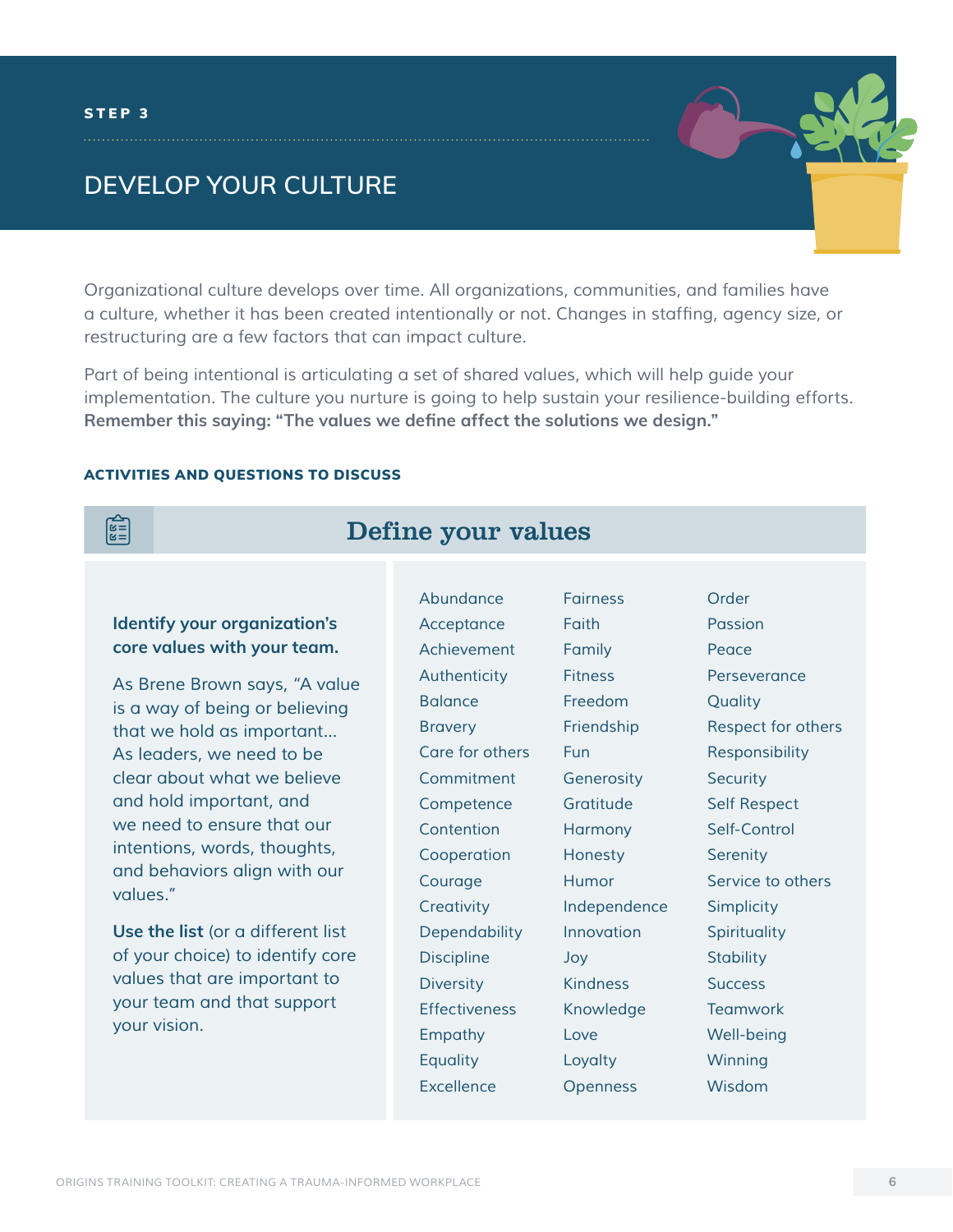STEP 3

# DEVELOP YOUR CULTURE

Organizational culture develops over time. All organizations, communities, and families have a culture, whether it has been created intentionally or not. Changes in staffing, agency size, or restructuring are a few factors that can impact culture.

Part of being intentional is articulating a set of shared values, which will help guide your implementation. The culture you nurture is going to help sustain your resilience-building efforts. **Remember this saying: "The values we define affect the solutions we design."**

### ACTIVITIES AND QUESTIONS TO DISCUSS

## Define your values

**Identify your organization's core values with your team.**

As Brene Brown says, "A value is a way of being or believing that we hold as important... As leaders, we need to be clear about what we believe and hold important, and we need to ensure that our intentions, words, thoughts, and behaviors align with our values."

**Use the list** (or a different list of your choice) to identify core values that are important to your team and that support your vision.

- Abundance
- Acceptance
- Achievement
- Authenticity
- Balance
- Bravery
- Care for others
- Commitment
- Competence
- Contention
- Cooperation
- Courage
- Creativity
- Dependability
- Discipline
- Diversity
- Effectiveness
- Empathy
- Equality
- Excellence
- Fairness
- Faith
- Family
- Fitness
- Freedom
- Friendship
- Fun
- Generosity
- Gratitude
- Harmony
- Honesty
- Humor
- Independence
- Innovation
- Joy
- Kindness
- Knowledge
- Love
- Loyalty
- Openness
- Order
- Passion
- Peace
- Perseverance
- Quality
- Respect for others
- Responsibility
- Security
- Self Respect
- Self-Control
- Serenity
- Service to others
- Simplicity
- Spirituality
- Stability
- Success
- Teamwork
- Well-being
- Winning
- Wisdom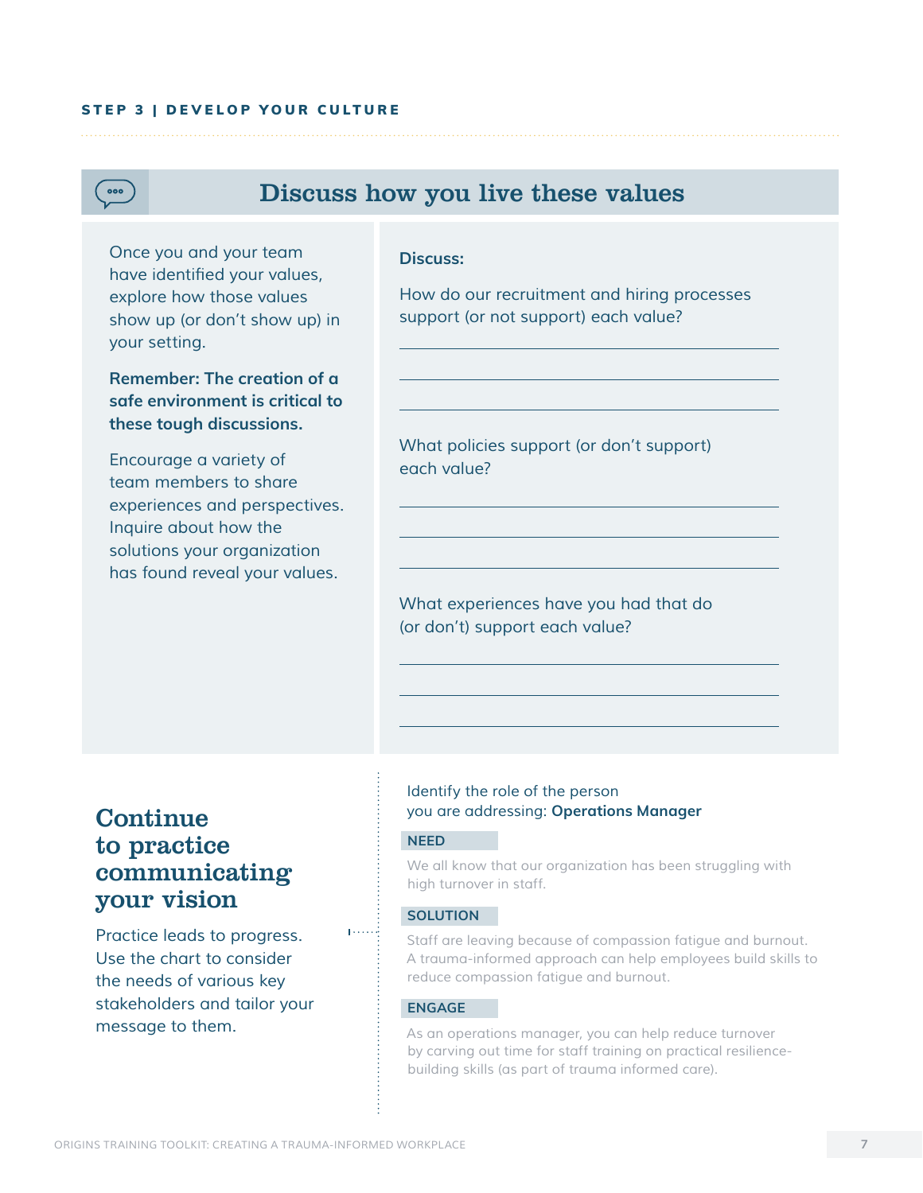**STEP 3 | DEVELOP YOUR CULTURE**

## Discuss how you live these values

Once you and your team have identified your values, explore how those values show up (or don't show up) in your setting.

**Remember: The creation of a safe environment is critical to these tough discussions.**

Encourage a variety of team members to share experiences and perspectives. Inquire about how the solutions your organization has found reveal your values.

**Discuss:**

How do our recruitment and hiring processes support (or not support) each value?

\_\_\_\_\_\_\_\_\_\_\_\_\_\_\_\_\_\_\_\_\_\_\_\_\_\_\_\_\_\_\_\_\_\_\_\_\_\_

\_\_\_\_\_\_\_\_\_\_\_\_\_\_\_\_\_\_\_\_\_\_\_\_\_\_\_\_\_\_\_\_\_\_\_\_\_\_

\_\_\_\_\_\_\_\_\_\_\_\_\_\_\_\_\_\_\_\_\_\_\_\_\_\_\_\_\_\_\_\_\_\_\_\_\_\_

What policies support (or don't support) each value?

\_\_\_\_\_\_\_\_\_\_\_\_\_\_\_\_\_\_\_\_\_\_\_\_\_\_\_\_\_\_\_\_\_\_\_\_\_\_

\_\_\_\_\_\_\_\_\_\_\_\_\_\_\_\_\_\_\_\_\_\_\_\_\_\_\_\_\_\_\_\_\_\_\_\_\_\_

\_\_\_\_\_\_\_\_\_\_\_\_\_\_\_\_\_\_\_\_\_\_\_\_\_\_\_\_\_\_\_\_\_\_\_\_\_\_

What experiences have you had that do (or don't) support each value?

\_\_\_\_\_\_\_\_\_\_\_\_\_\_\_\_\_\_\_\_\_\_\_\_\_\_\_\_\_\_\_\_\_\_\_\_\_\_

\_\_\_\_\_\_\_\_\_\_\_\_\_\_\_\_\_\_\_\_\_\_\_\_\_\_\_\_\_\_\_\_\_\_\_\_\_\_

\_\_\_\_\_\_\_\_\_\_\_\_\_\_\_\_\_\_\_\_\_\_\_\_\_\_\_\_\_\_\_\_\_\_\_\_\_\_

## Continue to practice communicating your vision

Practice leads to progress. Use the chart to consider the needs of various key stakeholders and tailor your message to them.

Identify the role of the person you are addressing: **Operations Manager**

**NEED**

We all know that our organization has been struggling with high turnover in staff.

**SOLUTION**

Staff are leaving because of compassion fatigue and burnout. A trauma-informed approach can help employees build skills to reduce compassion fatigue and burnout.

**ENGAGE**

As an operations manager, you can help reduce turnover by carving out time for staff training on practical resilience-building skills (as part of trauma informed care).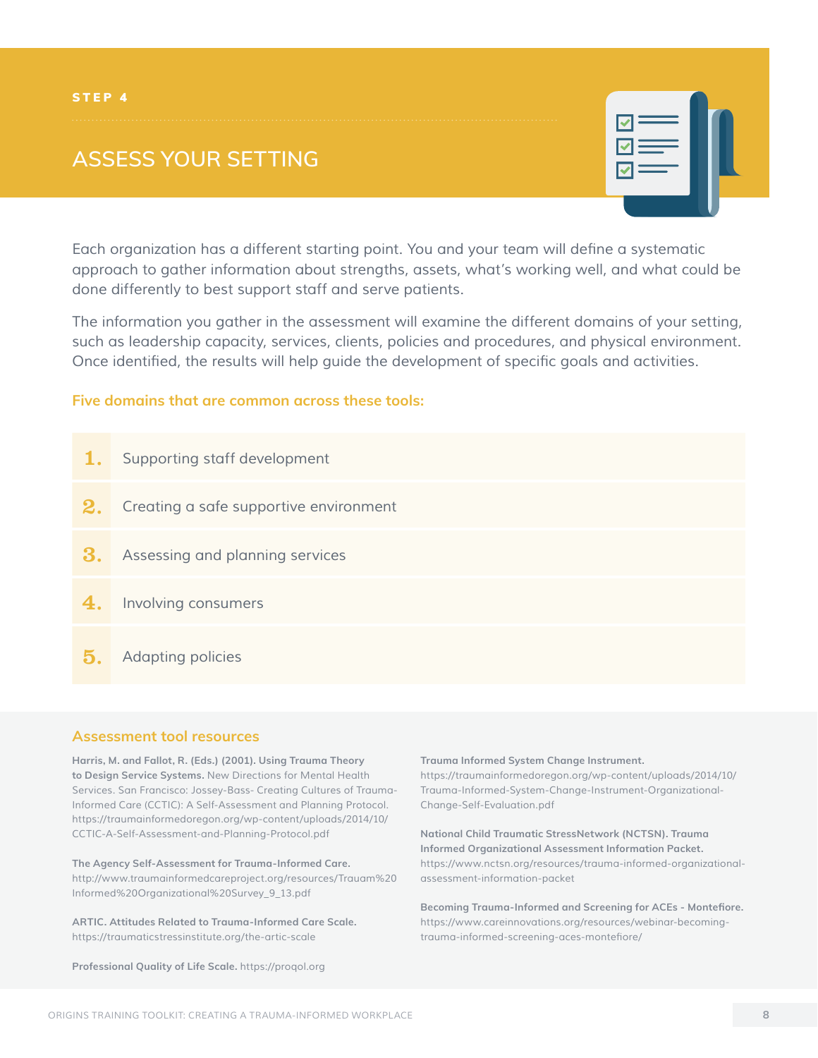STEP 4

# ASSESS YOUR SETTING

Each organization has a different starting point. You and your team will define a systematic approach to gather information about strengths, assets, what's working well, and what could be done differently to best support staff and serve patients.

The information you gather in the assessment will examine the different domains of your setting, such as leadership capacity, services, clients, policies and procedures, and physical environment. Once identified, the results will help guide the development of specific goals and activities.

### Five domains that are common across these tools:

1. Supporting staff development
2. Creating a safe supportive environment
3. Assessing and planning services
4. Involving consumers
5. Adapting policies

## Assessment tool resources

**Harris, M. and Fallot, R. (Eds.) (2001). Using Trauma Theory to Design Service Systems.** New Directions for Mental Health Services. San Francisco: Jossey-Bass- Creating Cultures of Trauma-Informed Care (CCTIC): A Self-Assessment and Planning Protocol. https://traumainformedoregon.org/wp-content/uploads/2014/10/CCTIC-A-Self-Assessment-and-Planning-Protocol.pdf

**The Agency Self-Assessment for Trauma-Informed Care.** http://www.traumainformedcareproject.org/resources/Trauam%20Informed%20Organizational%20Survey_9_13.pdf

**ARTIC. Attitudes Related to Trauma-Informed Care Scale.** https://traumaticstressinstitute.org/the-artic-scale

**Professional Quality of Life Scale.** https://proqol.org

**Trauma Informed System Change Instrument.** https://traumainformedoregon.org/wp-content/uploads/2014/10/Trauma-Informed-System-Change-Instrument-Organizational-Change-Self-Evaluation.pdf

**National Child Traumatic StressNetwork (NCTSN). Trauma Informed Organizational Assessment Information Packet.** https://www.nctsn.org/resources/trauma-informed-organizational-assessment-information-packet

**Becoming Trauma-Informed and Screening for ACEs - Montefiore.** https://www.careinnovations.org/resources/webinar-becoming-trauma-informed-screening-aces-montefiore/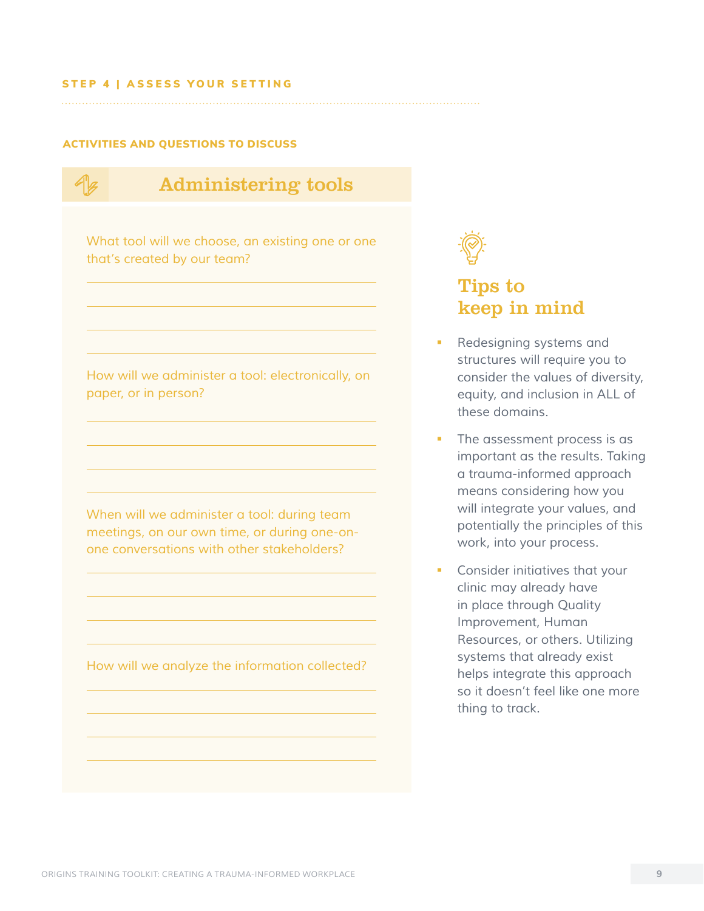STEP 4 | ASSESS YOUR SETTING

#### ACTIVITIES AND QUESTIONS TO DISCUSS

## Administering tools

What tool will we choose, an existing one or one that's created by our team?

How will we administer a tool: electronically, on paper, or in person?

When will we administer a tool: during team meetings, on our own time, or during one-on-one conversations with other stakeholders?

How will we analyze the information collected?

## Tips to keep in mind

- Redesigning systems and structures will require you to consider the values of diversity, equity, and inclusion in ALL of these domains.
- The assessment process is as important as the results. Taking a trauma-informed approach means considering how you will integrate your values, and potentially the principles of this work, into your process.
- Consider initiatives that your clinic may already have in place through Quality Improvement, Human Resources, or others. Utilizing systems that already exist helps integrate this approach so it doesn't feel like one more thing to track.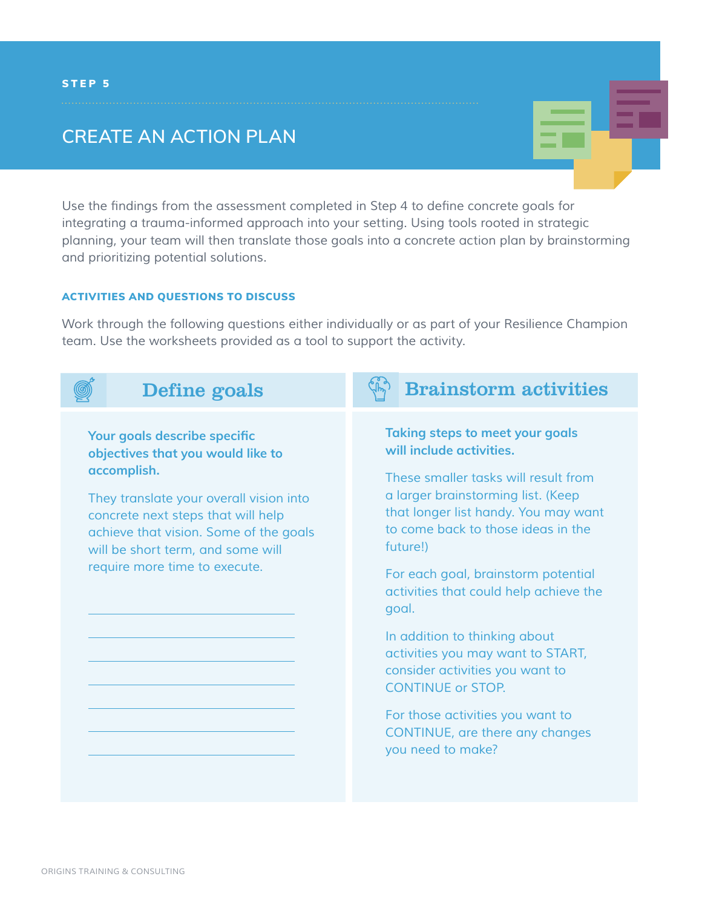STEP 5

# CREATE AN ACTION PLAN

Use the findings from the assessment completed in Step 4 to define concrete goals for integrating a trauma-informed approach into your setting. Using tools rooted in strategic planning, your team will then translate those goals into a concrete action plan by brainstorming and prioritizing potential solutions.

### ACTIVITIES AND QUESTIONS TO DISCUSS

Work through the following questions either individually or as part of your Resilience Champion team. Use the worksheets provided as a tool to support the activity.

## Define goals

**Your goals describe specific objectives that you would like to accomplish.**

They translate your overall vision into concrete next steps that will help achieve that vision. Some of the goals will be short term, and some will require more time to execute.

\_\_\_\_\_\_\_\_\_\_\_\_\_\_\_\_\_\_\_\_\_\_\_\_\_\_\_\_\_\_\_\_

\_\_\_\_\_\_\_\_\_\_\_\_\_\_\_\_\_\_\_\_\_\_\_\_\_\_\_\_\_\_\_\_

\_\_\_\_\_\_\_\_\_\_\_\_\_\_\_\_\_\_\_\_\_\_\_\_\_\_\_\_\_\_\_\_

\_\_\_\_\_\_\_\_\_\_\_\_\_\_\_\_\_\_\_\_\_\_\_\_\_\_\_\_\_\_\_\_

\_\_\_\_\_\_\_\_\_\_\_\_\_\_\_\_\_\_\_\_\_\_\_\_\_\_\_\_\_\_\_\_

\_\_\_\_\_\_\_\_\_\_\_\_\_\_\_\_\_\_\_\_\_\_\_\_\_\_\_\_\_\_\_\_

\_\_\_\_\_\_\_\_\_\_\_\_\_\_\_\_\_\_\_\_\_\_\_\_\_\_\_\_\_\_\_\_

## Brainstorm activities

**Taking steps to meet your goals will include activities.**

These smaller tasks will result from a larger brainstorming list. (Keep that longer list handy. You may want to come back to those ideas in the future!)

For each goal, brainstorm potential activities that could help achieve the goal.

In addition to thinking about activities you may want to START, consider activities you want to CONTINUE or STOP.

For those activities you want to CONTINUE, are there any changes you need to make?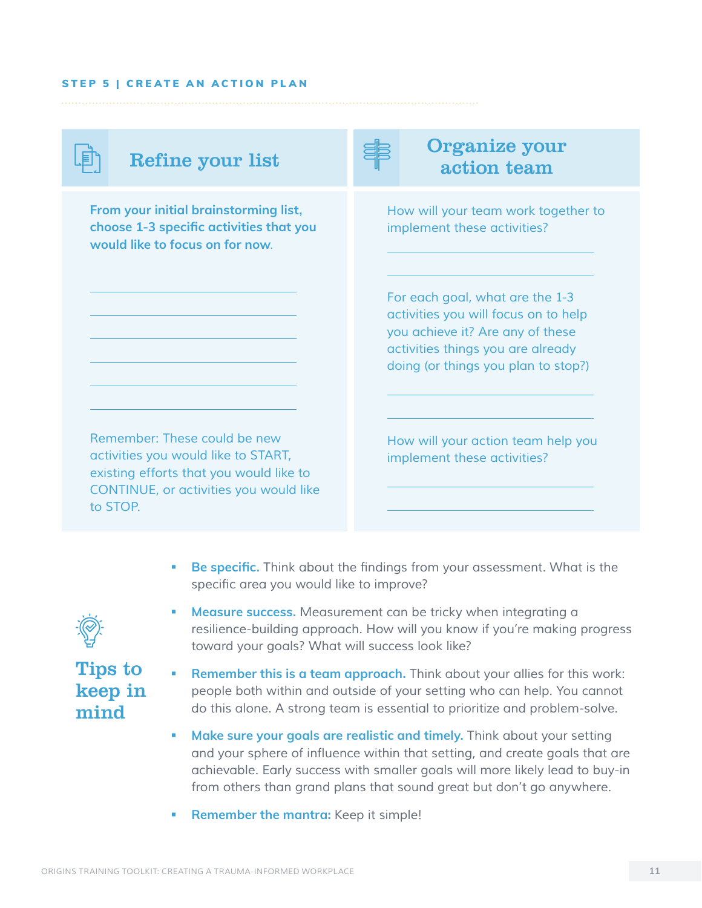STEP 5 | CREATE AN ACTION PLAN

## Refine your list

**From your initial brainstorming list, choose 1-3 specific activities that you would like to focus on for now.**

\_\_\_\_\_\_\_\_\_\_\_\_\_\_\_\_\_\_\_\_\_\_\_\_\_\_\_\_\_\_

\_\_\_\_\_\_\_\_\_\_\_\_\_\_\_\_\_\_\_\_\_\_\_\_\_\_\_\_\_\_

\_\_\_\_\_\_\_\_\_\_\_\_\_\_\_\_\_\_\_\_\_\_\_\_\_\_\_\_\_\_

\_\_\_\_\_\_\_\_\_\_\_\_\_\_\_\_\_\_\_\_\_\_\_\_\_\_\_\_\_\_

\_\_\_\_\_\_\_\_\_\_\_\_\_\_\_\_\_\_\_\_\_\_\_\_\_\_\_\_\_\_

\_\_\_\_\_\_\_\_\_\_\_\_\_\_\_\_\_\_\_\_\_\_\_\_\_\_\_\_\_\_

Remember: These could be new activities you would like to START, existing efforts that you would like to CONTINUE, or activities you would like to STOP.

## Organize your action team

How will your team work together to implement these activities?

\_\_\_\_\_\_\_\_\_\_\_\_\_\_\_\_\_\_\_\_\_\_\_\_\_\_\_\_\_\_

\_\_\_\_\_\_\_\_\_\_\_\_\_\_\_\_\_\_\_\_\_\_\_\_\_\_\_\_\_\_

For each goal, what are the 1-3 activities you will focus on to help you achieve it? Are any of these activities things you are already doing (or things you plan to stop?)

\_\_\_\_\_\_\_\_\_\_\_\_\_\_\_\_\_\_\_\_\_\_\_\_\_\_\_\_\_\_

\_\_\_\_\_\_\_\_\_\_\_\_\_\_\_\_\_\_\_\_\_\_\_\_\_\_\_\_\_\_

How will your action team help you implement these activities?

\_\_\_\_\_\_\_\_\_\_\_\_\_\_\_\_\_\_\_\_\_\_\_\_\_\_\_\_\_\_

\_\_\_\_\_\_\_\_\_\_\_\_\_\_\_\_\_\_\_\_\_\_\_\_\_\_\_\_\_\_

## Tips to keep in mind

- **Be specific.** Think about the findings from your assessment. What is the specific area you would like to improve?
- **Measure success.** Measurement can be tricky when integrating a resilience-building approach. How will you know if you're making progress toward your goals? What will success look like?
- **Remember this is a team approach.** Think about your allies for this work: people both within and outside of your setting who can help. You cannot do this alone. A strong team is essential to prioritize and problem-solve.
- **Make sure your goals are realistic and timely.** Think about your setting and your sphere of influence within that setting, and create goals that are achievable. Early success with smaller goals will more likely lead to buy-in from others than grand plans that sound great but don't go anywhere.
- **Remember the mantra:** Keep it simple!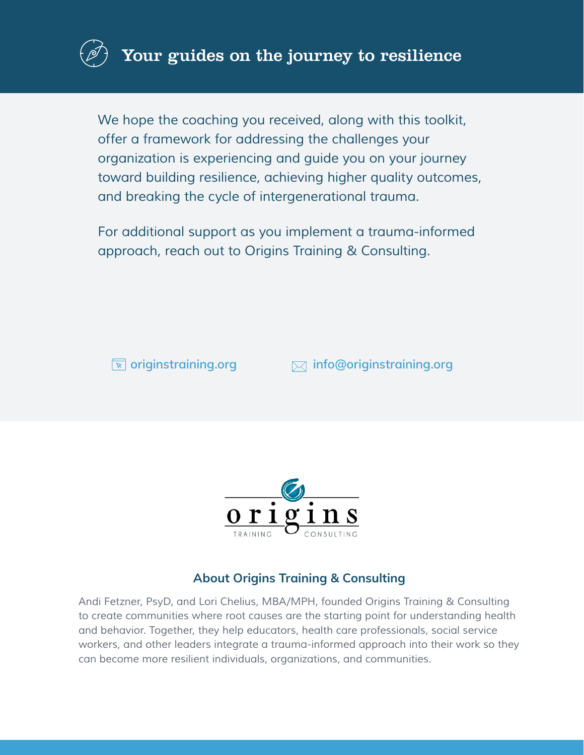# Your guides on the journey to resilience

We hope the coaching you received, along with this toolkit, offer a framework for addressing the challenges your organization is experiencing and guide you on your journey toward building resilience, achieving higher quality outcomes, and breaking the cycle of intergenerational trauma.

For additional support as you implement a trauma-informed approach, reach out to Origins Training & Consulting.

originstraining.org

info@originstraining.org

origins

TRAINING CONSULTING

### About Origins Training & Consulting

Andi Fetzner, PsyD, and Lori Chelius, MBA/MPH, founded Origins Training & Consulting to create communities where root causes are the starting point for understanding health and behavior. Together, they help educators, health care professionals, social service workers, and other leaders integrate a trauma-informed approach into their work so they can become more resilient individuals, organizations, and communities.